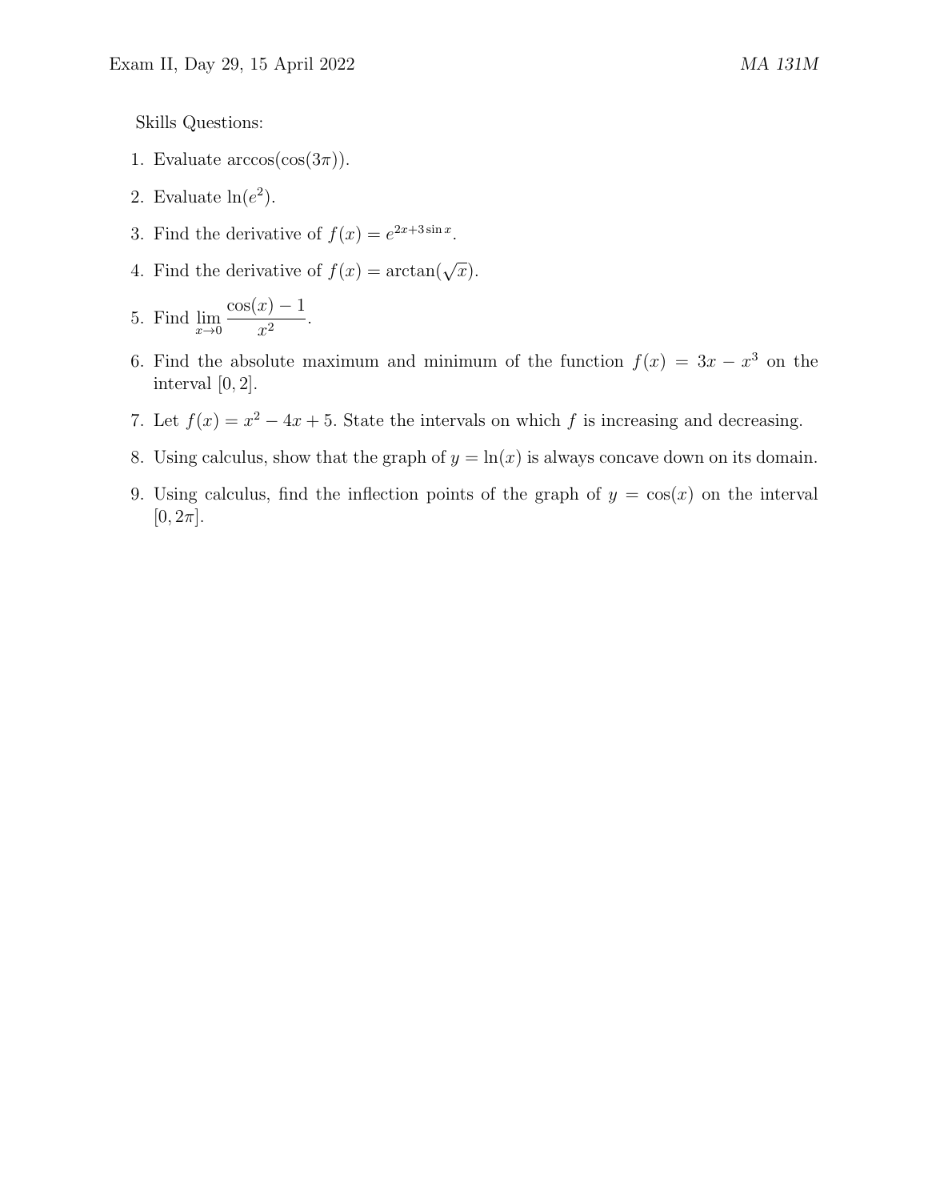Skills Questions:

1. Evaluate $\arccos(\cos(3\pi))$.
2. Evaluate $\ln(e^2)$.
3. Find the derivative of $f(x) = e^{2x+3\sin x}$.
4. Find the derivative of $f(x) = \arctan(\sqrt{x})$.
5. Find $\displaystyle\lim_{x\to 0} \frac{\cos(x) - 1}{x^2}$.
6. Find the absolute maximum and minimum of the function $f(x) = 3x - x^3$ on the interval $[0, 2]$.
7. Let $f(x) = x^2 - 4x + 5$. State the intervals on which $f$ is increasing and decreasing.
8. Using calculus, show that the graph of $y = \ln(x)$ is always concave down on its domain.
9. Using calculus, find the inflection points of the graph of $y = \cos(x)$ on the interval $[0, 2\pi]$.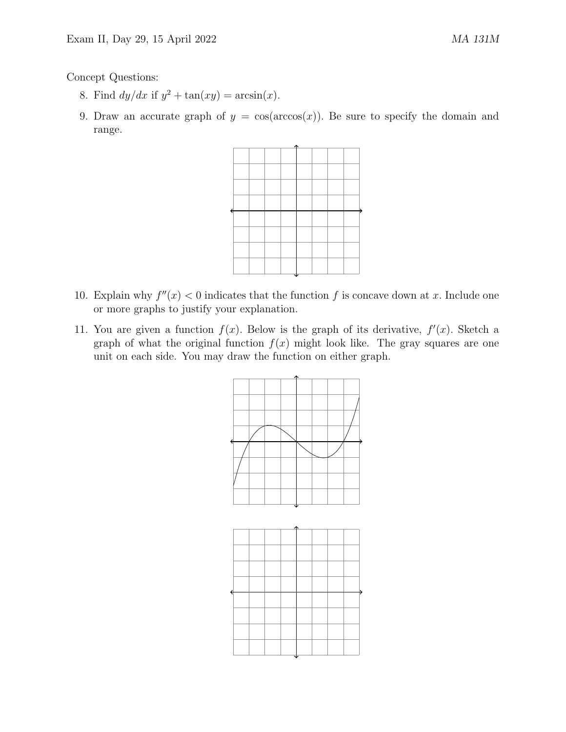Concept Questions:

8. Find $dy/dx$ if $y^2 + \tan(xy) = \arcsin(x)$.

9. Draw an accurate graph of $y = \cos(\arccos(x))$. Be sure to specify the domain and range.

10. Explain why $f''(x) < 0$ indicates that the function $f$ is concave down at $x$. Include one or more graphs to justify your explanation.

11. You are given a function $f(x)$. Below is the graph of its derivative, $f'(x)$. Sketch a graph of what the original function $f(x)$ might look like. The gray squares are one unit on each side. You may draw the function on either graph.